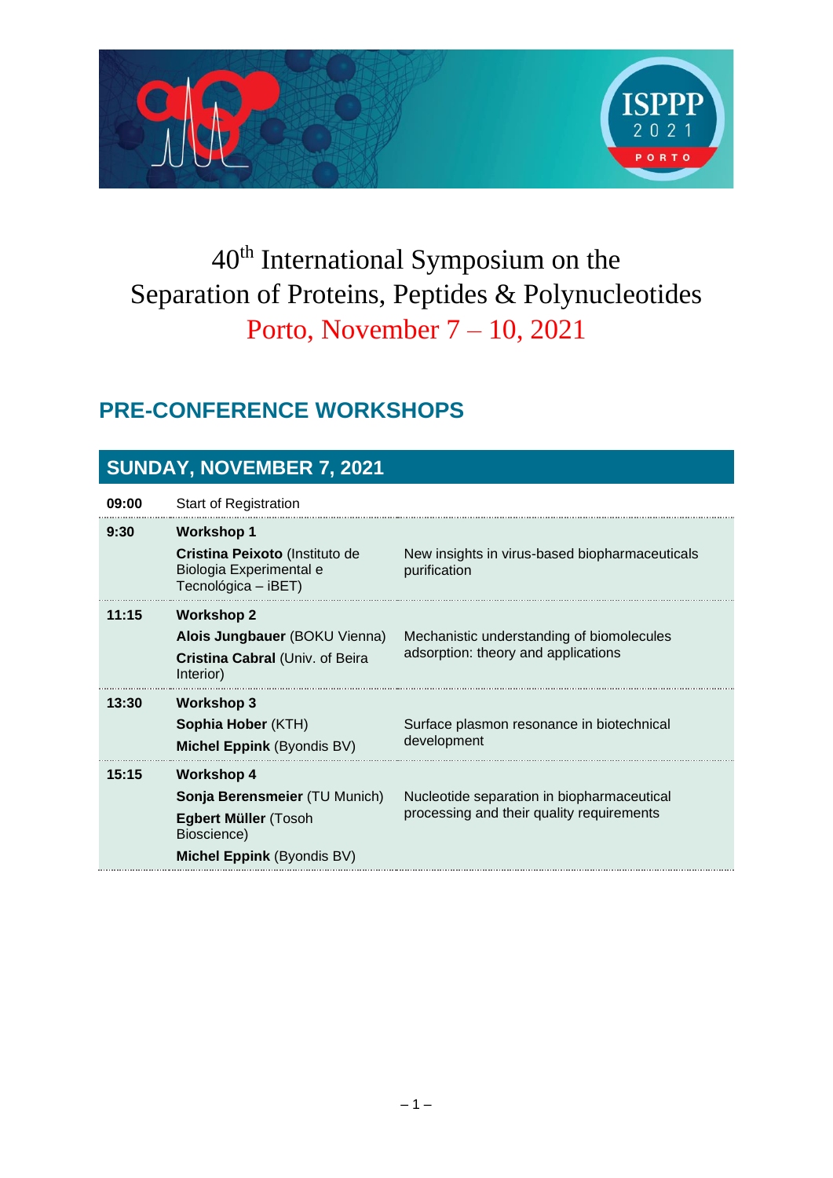# 40th International Symposium on the Separation of Proteins, Peptides & Polynucleotides

Porto, November 7 – 10, 2021

## PRE-CONFERENCE WORKSHOPS

### SUNDAY, NOVEMBER 7, 2021

| Time | Speakers | Topic |
|---|---|---|
| **09:00** | Start of Registration | |
| **9:30** | **Workshop 1**<br>**Cristina Peixoto** (Instituto de Biologia Experimental e Tecnológica – iBET) | New insights in virus-based biopharmaceuticals purification |
| **11:15** | **Workshop 2**<br>**Alois Jungbauer** (BOKU Vienna)<br>**Cristina Cabral** (Univ. of Beira Interior) | Mechanistic understanding of biomolecules adsorption: theory and applications |
| **13:30** | **Workshop 3**<br>**Sophia Hober** (KTH)<br>**Michel Eppink** (Byondis BV) | Surface plasmon resonance in biotechnical development |
| **15:15** | **Workshop 4**<br>**Sonja Berensmeier** (TU Munich)<br>**Egbert Müller** (Tosoh Bioscience)<br>**Michel Eppink** (Byondis BV) | Nucleotide separation in biopharmaceutical processing and their quality requirements |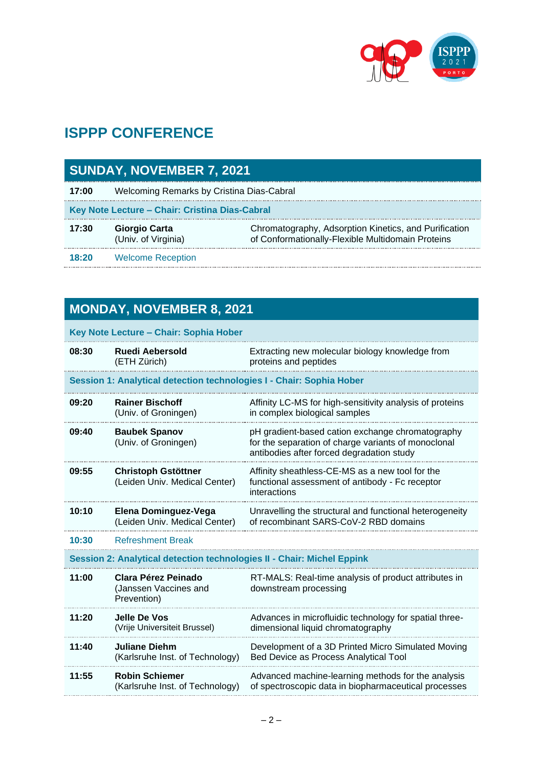# ISPPP CONFERENCE

## SUNDAY, NOVEMBER 7, 2021

| | | |
|---|---|---|
| **17:00** | Welcoming Remarks by Cristina Dias-Cabral | |
| **Key Note Lecture – Chair: Cristina Dias-Cabral** | | |
| **17:30** | **Giorgio Carta** (Univ. of Virginia) | Chromatography, Adsorption Kinetics, and Purification of Conformationally-Flexible Multidomain Proteins |
| **18:20** | Welcome Reception | |

## MONDAY, NOVEMBER 8, 2021

| | | |
|---|---|---|
| **Key Note Lecture – Chair: Sophia Hober** | | |
| **08:30** | **Ruedi Aebersold** (ETH Zürich) | Extracting new molecular biology knowledge from proteins and peptides |
| **Session 1: Analytical detection technologies I - Chair: Sophia Hober** | | |
| **09:20** | **Rainer Bischoff** (Univ. of Groningen) | Affinity LC-MS for high-sensitivity analysis of proteins in complex biological samples |
| **09:40** | **Baubek Spanov** (Univ. of Groningen) | pH gradient-based cation exchange chromatography for the separation of charge variants of monoclonal antibodies after forced degradation study |
| **09:55** | **Christoph Gstöttner** (Leiden Univ. Medical Center) | Affinity sheathless-CE-MS as a new tool for the functional assessment of antibody - Fc receptor interactions |
| **10:10** | **Elena Dominguez-Vega** (Leiden Univ. Medical Center) | Unravelling the structural and functional heterogeneity of recombinant SARS-CoV-2 RBD domains |
| **10:30** | Refreshment Break | |
| **Session 2: Analytical detection technologies II - Chair: Michel Eppink** | | |
| **11:00** | **Clara Pérez Peinado** (Janssen Vaccines and Prevention) | RT-MALS: Real-time analysis of product attributes in downstream processing |
| **11:20** | **Jelle De Vos** (Vrije Universiteit Brussel) | Advances in microfluidic technology for spatial three-dimensional liquid chromatography |
| **11:40** | **Juliane Diehm** (Karlsruhe Inst. of Technology) | Development of a 3D Printed Micro Simulated Moving Bed Device as Process Analytical Tool |
| **11:55** | **Robin Schiemer** (Karlsruhe Inst. of Technology) | Advanced machine-learning methods for the analysis of spectroscopic data in biopharmaceutical processes |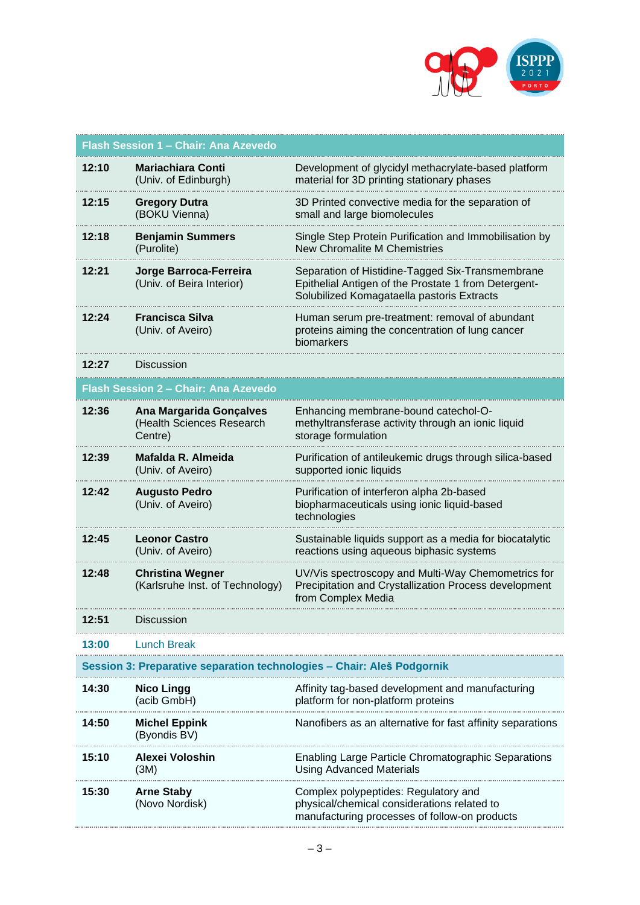| | | |
|---|---|---|
| **Flash Session 1 – Chair: Ana Azevedo** | | |
| **12:10** | **Mariachiara Conti** (Univ. of Edinburgh) | Development of glycidyl methacrylate-based platform material for 3D printing stationary phases |
| **12:15** | **Gregory Dutra** (BOKU Vienna) | 3D Printed convective media for the separation of small and large biomolecules |
| **12:18** | **Benjamin Summers** (Purolite) | Single Step Protein Purification and Immobilisation by New Chromalite M Chemistries |
| **12:21** | **Jorge Barroca-Ferreira** (Univ. of Beira Interior) | Separation of Histidine-Tagged Six-Transmembrane Epithelial Antigen of the Prostate 1 from Detergent-Solubilized Komagataella pastoris Extracts |
| **12:24** | **Francisca Silva** (Univ. of Aveiro) | Human serum pre-treatment: removal of abundant proteins aiming the concentration of lung cancer biomarkers |
| **12:27** | Discussion | |
| **Flash Session 2 – Chair: Ana Azevedo** | | |
| **12:36** | **Ana Margarida Gonçalves** (Health Sciences Research Centre) | Enhancing membrane-bound catechol-O-methyltransferase activity through an ionic liquid storage formulation |
| **12:39** | **Mafalda R. Almeida** (Univ. of Aveiro) | Purification of antileukemic drugs through silica-based supported ionic liquids |
| **12:42** | **Augusto Pedro** (Univ. of Aveiro) | Purification of interferon alpha 2b-based biopharmaceuticals using ionic liquid-based technologies |
| **12:45** | **Leonor Castro** (Univ. of Aveiro) | Sustainable liquids support as a media for biocatalytic reactions using aqueous biphasic systems |
| **12:48** | **Christina Wegner** (Karlsruhe Inst. of Technology) | UV/Vis spectroscopy and Multi-Way Chemometrics for Precipitation and Crystallization Process development from Complex Media |
| **12:51** | Discussion | |
| **13:00** | Lunch Break | |
| **Session 3: Preparative separation technologies – Chair: Aleš Podgornik** | | |
| **14:30** | **Nico Lingg** (acib GmbH) | Affinity tag-based development and manufacturing platform for non-platform proteins |
| **14:50** | **Michel Eppink** (Byondis BV) | Nanofibers as an alternative for fast affinity separations |
| **15:10** | **Alexei Voloshin** (3M) | Enabling Large Particle Chromatographic Separations Using Advanced Materials |
| **15:30** | **Arne Staby** (Novo Nordisk) | Complex polypeptides: Regulatory and physical/chemical considerations related to manufacturing processes of follow-on products |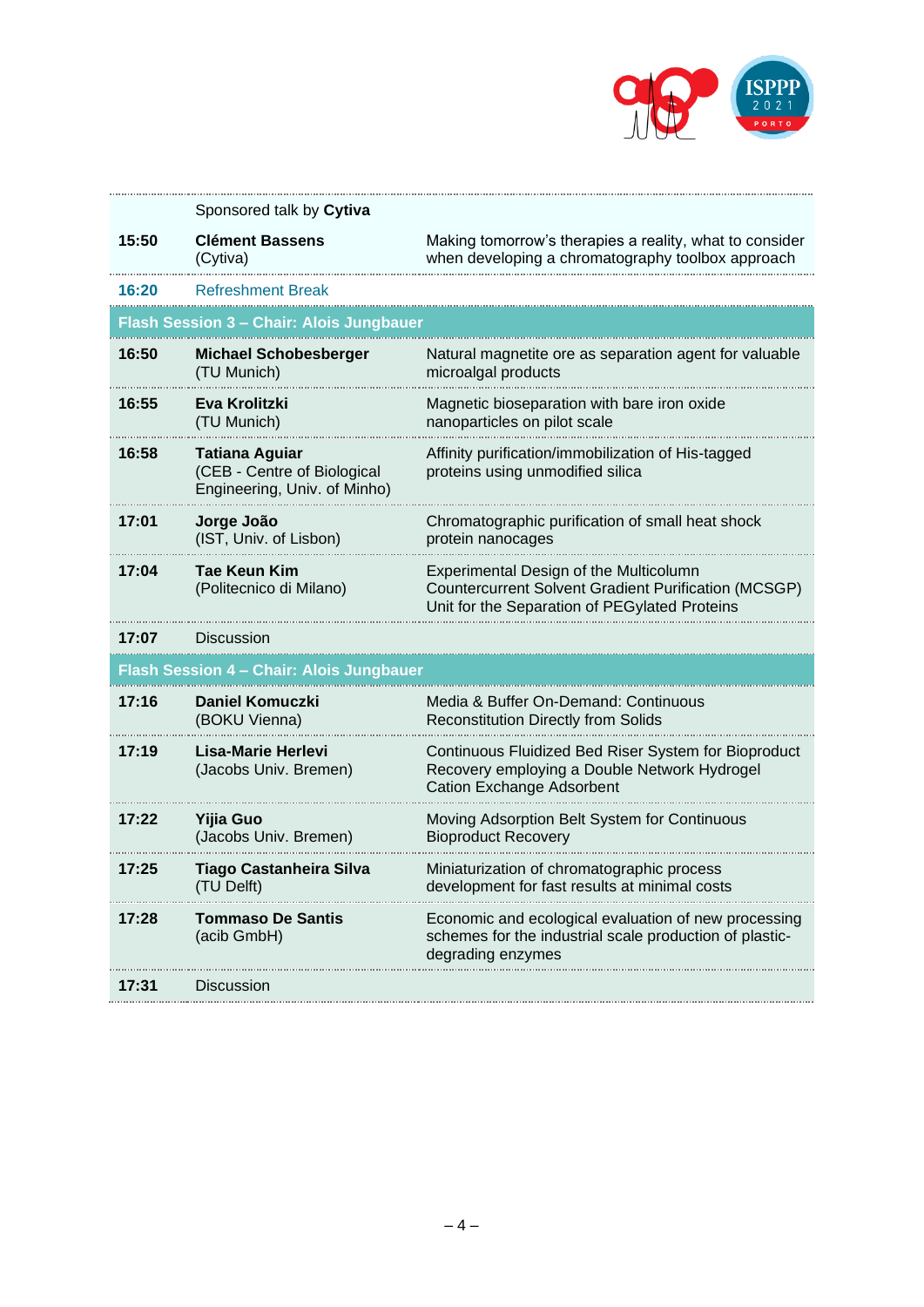| | | |
|---|---|---|
| | Sponsored talk by **Cytiva** | |
| **15:50** | **Clément Bassens** (Cytiva) | Making tomorrow's therapies a reality, what to consider when developing a chromatography toolbox approach |
| **16:20** | Refreshment Break | |
| **Flash Session 3 – Chair: Alois Jungbauer** | | |
| **16:50** | **Michael Schobesberger** (TU Munich) | Natural magnetite ore as separation agent for valuable microalgal products |
| **16:55** | **Eva Krolitzki** (TU Munich) | Magnetic bioseparation with bare iron oxide nanoparticles on pilot scale |
| **16:58** | **Tatiana Aguiar** (CEB - Centre of Biological Engineering, Univ. of Minho) | Affinity purification/immobilization of His-tagged proteins using unmodified silica |
| **17:01** | **Jorge João** (IST, Univ. of Lisbon) | Chromatographic purification of small heat shock protein nanocages |
| **17:04** | **Tae Keun Kim** (Politecnico di Milano) | Experimental Design of the Multicolumn Countercurrent Solvent Gradient Purification (MCSGP) Unit for the Separation of PEGylated Proteins |
| **17:07** | Discussion | |
| **Flash Session 4 – Chair: Alois Jungbauer** | | |
| **17:16** | **Daniel Komuczki** (BOKU Vienna) | Media & Buffer On-Demand: Continuous Reconstitution Directly from Solids |
| **17:19** | **Lisa-Marie Herlevi** (Jacobs Univ. Bremen) | Continuous Fluidized Bed Riser System for Bioproduct Recovery employing a Double Network Hydrogel Cation Exchange Adsorbent |
| **17:22** | **Yijia Guo** (Jacobs Univ. Bremen) | Moving Adsorption Belt System for Continuous Bioproduct Recovery |
| **17:25** | **Tiago Castanheira Silva** (TU Delft) | Miniaturization of chromatographic process development for fast results at minimal costs |
| **17:28** | **Tommaso De Santis** (acib GmbH) | Economic and ecological evaluation of new processing schemes for the industrial scale production of plastic-degrading enzymes |
| **17:31** | Discussion | |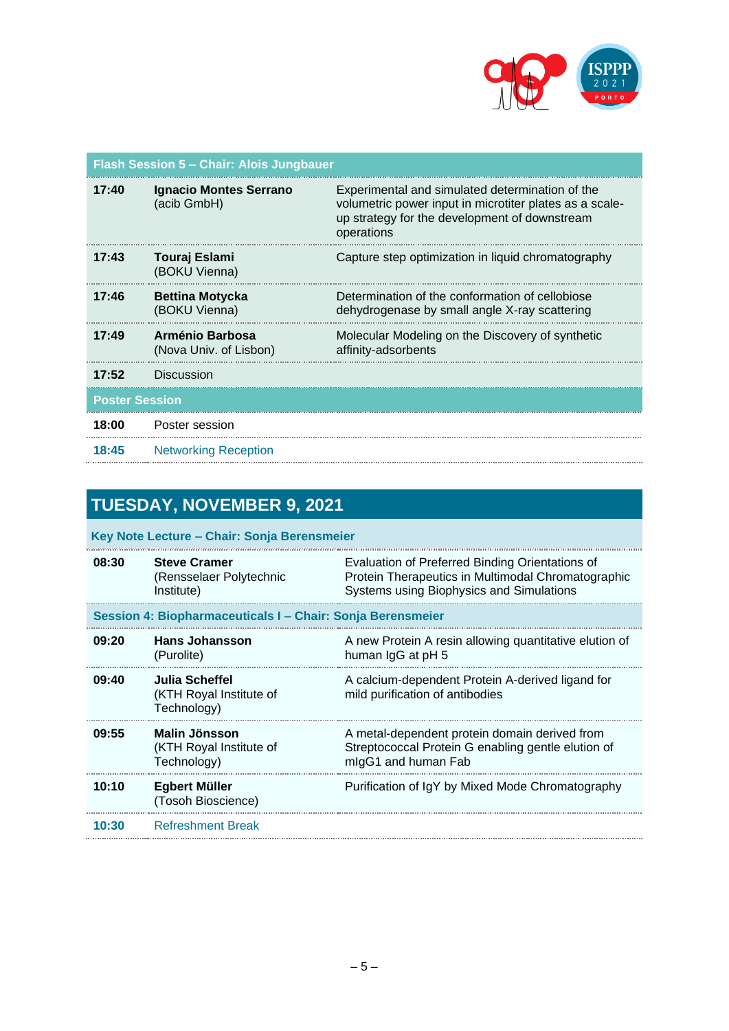| Flash Session 5 – Chair: Alois Jungbauer | | |
|---|---|---|
| **17:40** | **Ignacio Montes Serrano** (acib GmbH) | Experimental and simulated determination of the volumetric power input in microtiter plates as a scale-up strategy for the development of downstream operations |
| **17:43** | **Touraj Eslami** (BOKU Vienna) | Capture step optimization in liquid chromatography |
| **17:46** | **Bettina Motycka** (BOKU Vienna) | Determination of the conformation of cellobiose dehydrogenase by small angle X-ray scattering |
| **17:49** | **Arménio Barbosa** (Nova Univ. of Lisbon) | Molecular Modeling on the Discovery of synthetic affinity-adsorbents |
| **17:52** | Discussion | |
| **Poster Session** | | |
| **18:00** | Poster session | |
| **18:45** | Networking Reception | |

## TUESDAY, NOVEMBER 9, 2021

| Key Note Lecture – Chair: Sonja Berensmeier | | |
|---|---|---|
| **08:30** | **Steve Cramer** (Rensselaer Polytechnic Institute) | Evaluation of Preferred Binding Orientations of Protein Therapeutics in Multimodal Chromatographic Systems using Biophysics and Simulations |
| **Session 4: Biopharmaceuticals I – Chair: Sonja Berensmeier** | | |
| **09:20** | **Hans Johansson** (Purolite) | A new Protein A resin allowing quantitative elution of human IgG at pH 5 |
| **09:40** | **Julia Scheffel** (KTH Royal Institute of Technology) | A calcium-dependent Protein A-derived ligand for mild purification of antibodies |
| **09:55** | **Malin Jönsson** (KTH Royal Institute of Technology) | A metal-dependent protein domain derived from Streptococcal Protein G enabling gentle elution of mIgG1 and human Fab |
| **10:10** | **Egbert Müller** (Tosoh Bioscience) | Purification of IgY by Mixed Mode Chromatography |
| **10:30** | Refreshment Break | |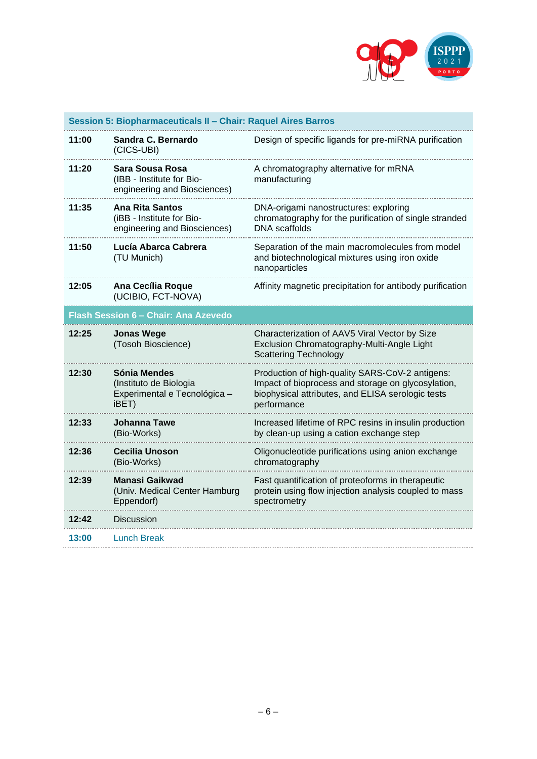| **Session 5: Biopharmaceuticals II – Chair: Raquel Aires Barros** | | |
|---|---|---|
| **11:00** | **Sandra C. Bernardo** (CICS-UBI) | Design of specific ligands for pre-miRNA purification |
| **11:20** | **Sara Sousa Rosa** (IBB - Institute for Bio-engineering and Biosciences) | A chromatography alternative for mRNA manufacturing |
| **11:35** | **Ana Rita Santos** (iBB - Institute for Bio-engineering and Biosciences) | DNA-origami nanostructures: exploring chromatography for the purification of single stranded DNA scaffolds |
| **11:50** | **Lucía Abarca Cabrera** (TU Munich) | Separation of the main macromolecules from model and biotechnological mixtures using iron oxide nanoparticles |
| **12:05** | **Ana Cecília Roque** (UCIBIO, FCT-NOVA) | Affinity magnetic precipitation for antibody purification |
| **Flash Session 6 – Chair: Ana Azevedo** | | |
| **12:25** | **Jonas Wege** (Tosoh Bioscience) | Characterization of AAV5 Viral Vector by Size Exclusion Chromatography-Multi-Angle Light Scattering Technology |
| **12:30** | **Sónia Mendes** (Instituto de Biologia Experimental e Tecnológica – iBET) | Production of high-quality SARS-CoV-2 antigens: Impact of bioprocess and storage on glycosylation, biophysical attributes, and ELISA serologic tests performance |
| **12:33** | **Johanna Tawe** (Bio-Works) | Increased lifetime of RPC resins in insulin production by clean-up using a cation exchange step |
| **12:36** | **Cecilia Unoson** (Bio-Works) | Oligonucleotide purifications using anion exchange chromatography |
| **12:39** | **Manasi Gaikwad** (Univ. Medical Center Hamburg Eppendorf) | Fast quantification of proteoforms in therapeutic protein using flow injection analysis coupled to mass spectrometry |
| **12:42** | Discussion | |
| **13:00** | Lunch Break | |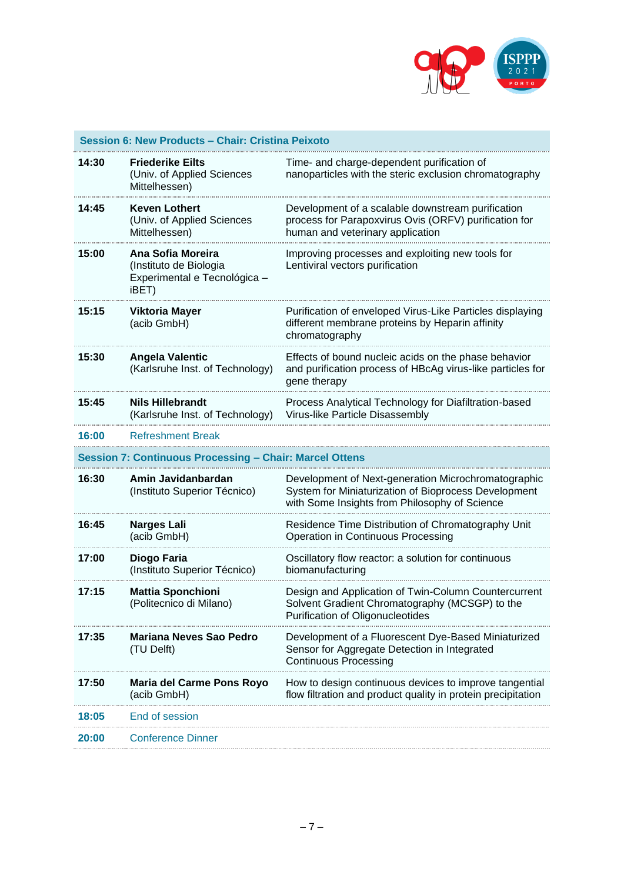| Session 6: New Products – Chair: Cristina Peixoto | | |
|---|---|---|
| **14:30** | **Friederike Eilts** (Univ. of Applied Sciences Mittelhessen) | Time- and charge-dependent purification of nanoparticles with the steric exclusion chromatography |
| **14:45** | **Keven Lothert** (Univ. of Applied Sciences Mittelhessen) | Development of a scalable downstream purification process for Parapoxvirus Ovis (ORFV) purification for human and veterinary application |
| **15:00** | **Ana Sofia Moreira** (Instituto de Biologia Experimental e Tecnológica – iBET) | Improving processes and exploiting new tools for Lentiviral vectors purification |
| **15:15** | **Viktoria Mayer** (acib GmbH) | Purification of enveloped Virus-Like Particles displaying different membrane proteins by Heparin affinity chromatography |
| **15:30** | **Angela Valentic** (Karlsruhe Inst. of Technology) | Effects of bound nucleic acids on the phase behavior and purification process of HBcAg virus-like particles for gene therapy |
| **15:45** | **Nils Hillebrandt** (Karlsruhe Inst. of Technology) | Process Analytical Technology for Diafiltration-based Virus-like Particle Disassembly |
| **16:00** | Refreshment Break | |

| Session 7: Continuous Processing – Chair: Marcel Ottens | | |
|---|---|---|
| **16:30** | **Amin Javidanbardan** (Instituto Superior Técnico) | Development of Next-generation Microchromatographic System for Miniaturization of Bioprocess Development with Some Insights from Philosophy of Science |
| **16:45** | **Narges Lali** (acib GmbH) | Residence Time Distribution of Chromatography Unit Operation in Continuous Processing |
| **17:00** | **Diogo Faria** (Instituto Superior Técnico) | Oscillatory flow reactor: a solution for continuous biomanufacturing |
| **17:15** | **Mattia Sponchioni** (Politecnico di Milano) | Design and Application of Twin-Column Countercurrent Solvent Gradient Chromatography (MCSGP) to the Purification of Oligonucleotides |
| **17:35** | **Mariana Neves Sao Pedro** (TU Delft) | Development of a Fluorescent Dye-Based Miniaturized Sensor for Aggregate Detection in Integrated Continuous Processing |
| **17:50** | **Maria del Carme Pons Royo** (acib GmbH) | How to design continuous devices to improve tangential flow filtration and product quality in protein precipitation |
| **18:05** | End of session | |
| **20:00** | Conference Dinner | |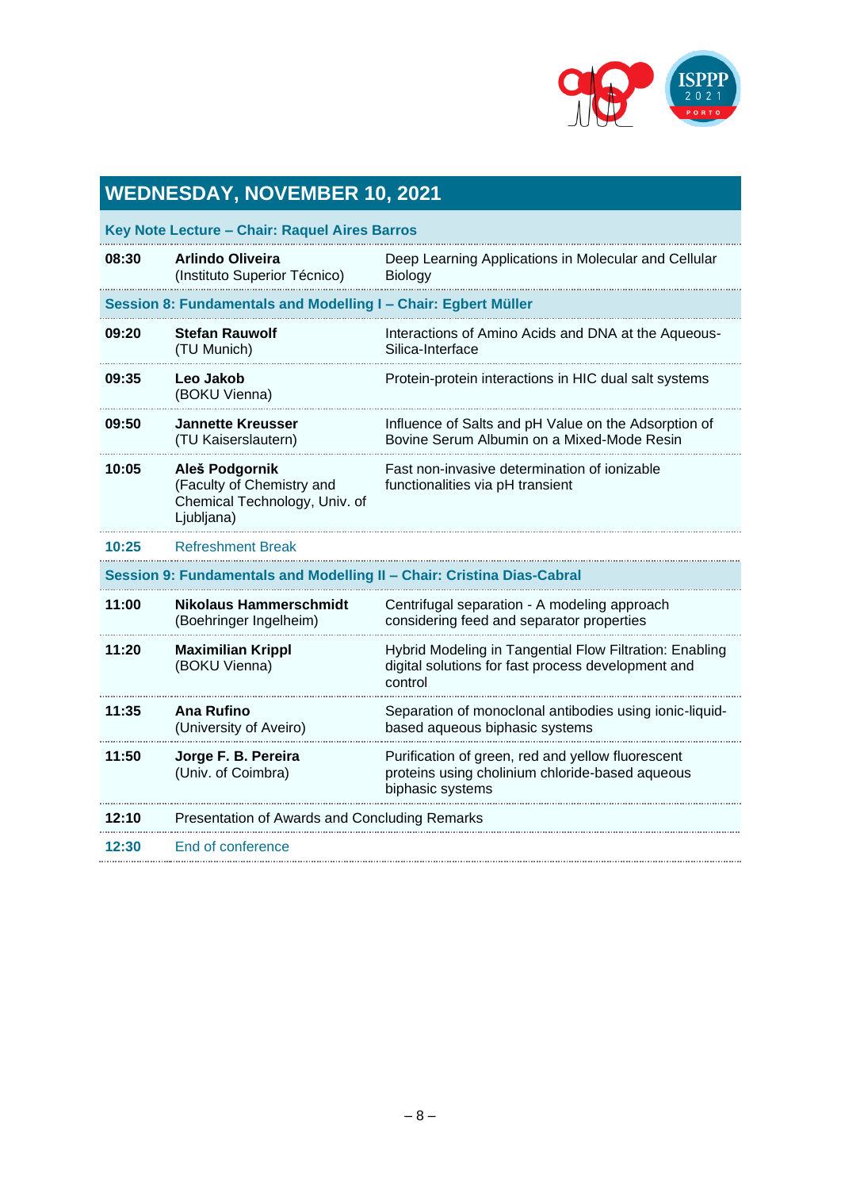## WEDNESDAY, NOVEMBER 10, 2021

| | | |
|---|---|---|
| **Key Note Lecture – Chair: Raquel Aires Barros** | | |
| **08:30** | **Arlindo Oliveira** (Instituto Superior Técnico) | Deep Learning Applications in Molecular and Cellular Biology |
| **Session 8: Fundamentals and Modelling I – Chair: Egbert Müller** | | |
| **09:20** | **Stefan Rauwolf** (TU Munich) | Interactions of Amino Acids and DNA at the Aqueous-Silica-Interface |
| **09:35** | **Leo Jakob** (BOKU Vienna) | Protein-protein interactions in HIC dual salt systems |
| **09:50** | **Jannette Kreusser** (TU Kaiserslautern) | Influence of Salts and pH Value on the Adsorption of Bovine Serum Albumin on a Mixed-Mode Resin |
| **10:05** | **Aleš Podgornik** (Faculty of Chemistry and Chemical Technology, Univ. of Ljubljana) | Fast non-invasive determination of ionizable functionalities via pH transient |
| **10:25** | Refreshment Break | |
| **Session 9: Fundamentals and Modelling II – Chair: Cristina Dias-Cabral** | | |
| **11:00** | **Nikolaus Hammerschmidt** (Boehringer Ingelheim) | Centrifugal separation - A modeling approach considering feed and separator properties |
| **11:20** | **Maximilian Krippl** (BOKU Vienna) | Hybrid Modeling in Tangential Flow Filtration: Enabling digital solutions for fast process development and control |
| **11:35** | **Ana Rufino** (University of Aveiro) | Separation of monoclonal antibodies using ionic-liquid-based aqueous biphasic systems |
| **11:50** | **Jorge F. B. Pereira** (Univ. of Coimbra) | Purification of green, red and yellow fluorescent proteins using cholinium chloride-based aqueous biphasic systems |
| **12:10** | Presentation of Awards and Concluding Remarks | |
| **12:30** | End of conference | |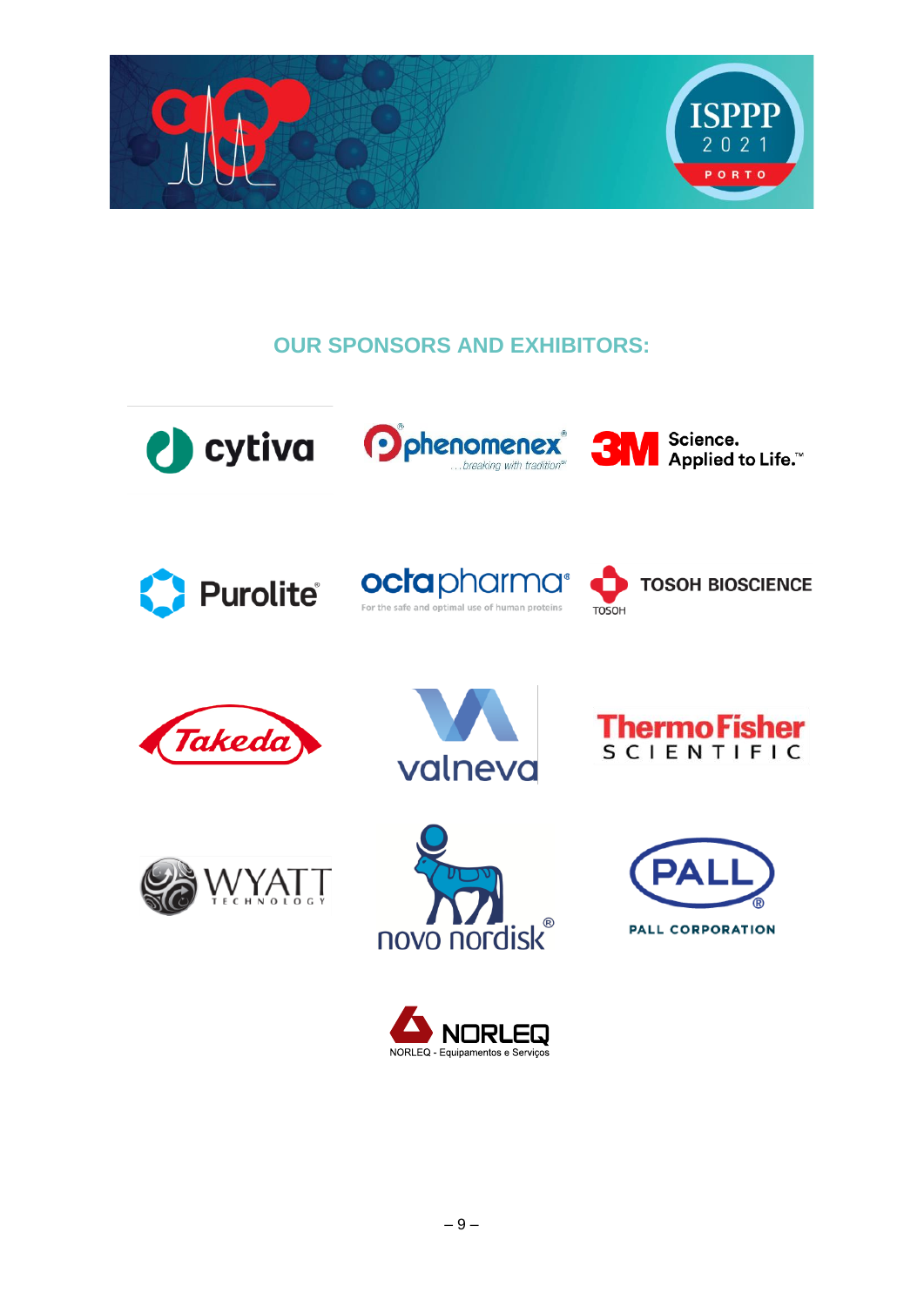## OUR SPONSORS AND EXHIBITORS: